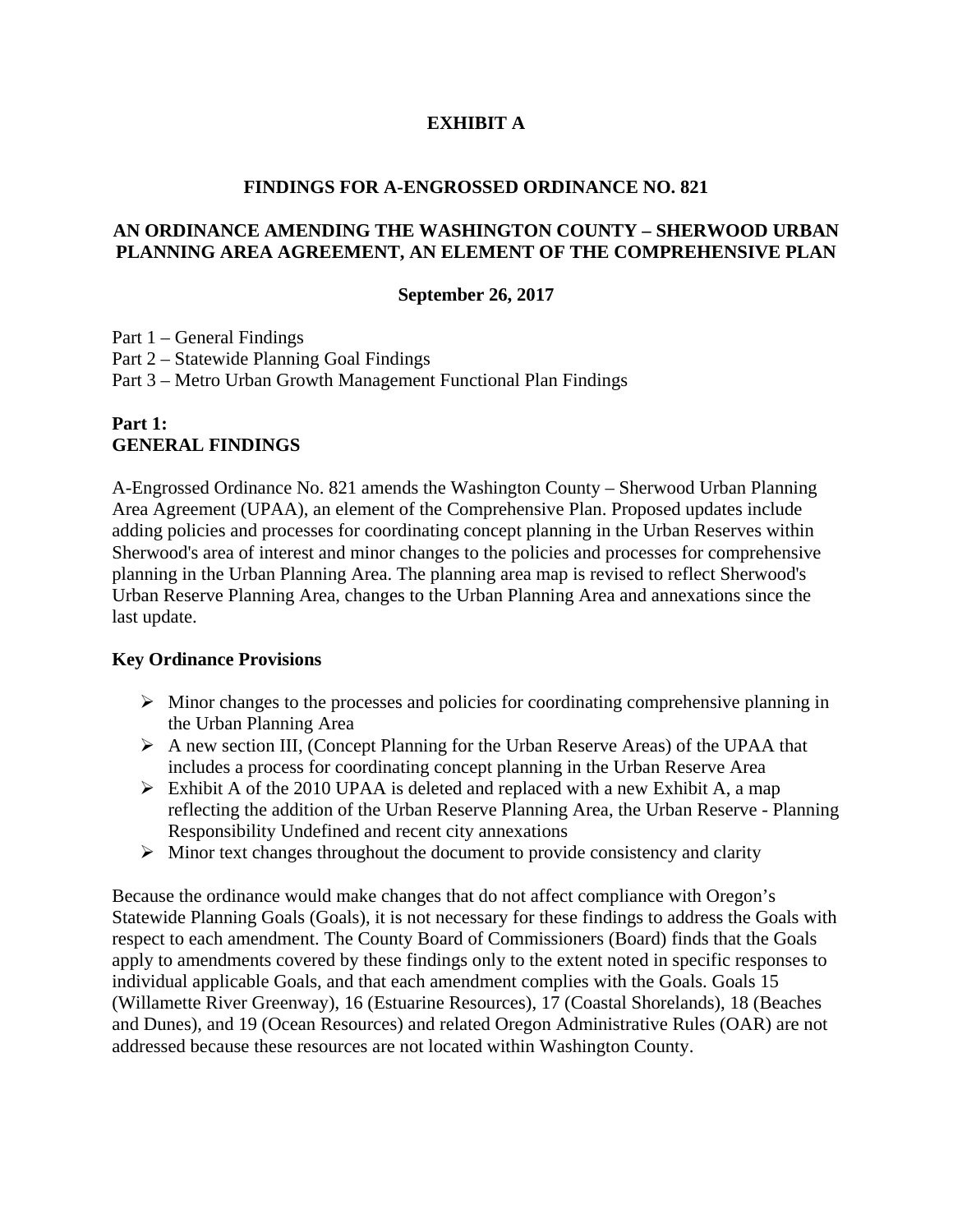# EXHIBIT A

## FINDINGS FOR A-ENGROSSED ORDINANCE NO. 821

## AN ORDINANCE AMENDING THE WASHINGTON COUNTY – SHERWOOD URBAN PLANNING AREA AGREEMENT, AN ELEMENT OF THE COMPREHENSIVE PLAN

**September 26, 2017**

Part 1 – General Findings
Part 2 – Statewide Planning Goal Findings
Part 3 – Metro Urban Growth Management Functional Plan Findings

## Part 1: GENERAL FINDINGS

A-Engrossed Ordinance No. 821 amends the Washington County – Sherwood Urban Planning Area Agreement (UPAA), an element of the Comprehensive Plan. Proposed updates include adding policies and processes for coordinating concept planning in the Urban Reserves within Sherwood's area of interest and minor changes to the policies and processes for comprehensive planning in the Urban Planning Area. The planning area map is revised to reflect Sherwood's Urban Reserve Planning Area, changes to the Urban Planning Area and annexations since the last update.

### Key Ordinance Provisions

- Minor changes to the processes and policies for coordinating comprehensive planning in the Urban Planning Area
- A new section III, (Concept Planning for the Urban Reserve Areas) of the UPAA that includes a process for coordinating concept planning in the Urban Reserve Area
- Exhibit A of the 2010 UPAA is deleted and replaced with a new Exhibit A, a map reflecting the addition of the Urban Reserve Planning Area, the Urban Reserve - Planning Responsibility Undefined and recent city annexations
- Minor text changes throughout the document to provide consistency and clarity

Because the ordinance would make changes that do not affect compliance with Oregon's Statewide Planning Goals (Goals), it is not necessary for these findings to address the Goals with respect to each amendment. The County Board of Commissioners (Board) finds that the Goals apply to amendments covered by these findings only to the extent noted in specific responses to individual applicable Goals, and that each amendment complies with the Goals. Goals 15 (Willamette River Greenway), 16 (Estuarine Resources), 17 (Coastal Shorelands), 18 (Beaches and Dunes), and 19 (Ocean Resources) and related Oregon Administrative Rules (OAR) are not addressed because these resources are not located within Washington County.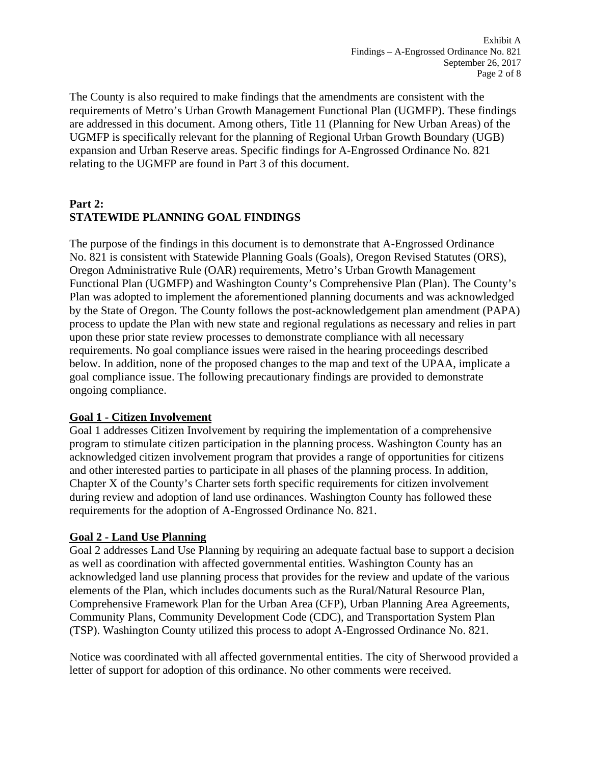The County is also required to make findings that the amendments are consistent with the requirements of Metro's Urban Growth Management Functional Plan (UGMFP). These findings are addressed in this document. Among others, Title 11 (Planning for New Urban Areas) of the UGMFP is specifically relevant for the planning of Regional Urban Growth Boundary (UGB) expansion and Urban Reserve areas. Specific findings for A-Engrossed Ordinance No. 821 relating to the UGMFP are found in Part 3 of this document.

## Part 2:
## STATEWIDE PLANNING GOAL FINDINGS

The purpose of the findings in this document is to demonstrate that A-Engrossed Ordinance No. 821 is consistent with Statewide Planning Goals (Goals), Oregon Revised Statutes (ORS), Oregon Administrative Rule (OAR) requirements, Metro's Urban Growth Management Functional Plan (UGMFP) and Washington County's Comprehensive Plan (Plan). The County's Plan was adopted to implement the aforementioned planning documents and was acknowledged by the State of Oregon. The County follows the post-acknowledgement plan amendment (PAPA) process to update the Plan with new state and regional regulations as necessary and relies in part upon these prior state review processes to demonstrate compliance with all necessary requirements. No goal compliance issues were raised in the hearing proceedings described below. In addition, none of the proposed changes to the map and text of the UPAA, implicate a goal compliance issue. The following precautionary findings are provided to demonstrate ongoing compliance.

### Goal 1 - Citizen Involvement

Goal 1 addresses Citizen Involvement by requiring the implementation of a comprehensive program to stimulate citizen participation in the planning process. Washington County has an acknowledged citizen involvement program that provides a range of opportunities for citizens and other interested parties to participate in all phases of the planning process. In addition, Chapter X of the County's Charter sets forth specific requirements for citizen involvement during review and adoption of land use ordinances. Washington County has followed these requirements for the adoption of A-Engrossed Ordinance No. 821.

### Goal 2 - Land Use Planning

Goal 2 addresses Land Use Planning by requiring an adequate factual base to support a decision as well as coordination with affected governmental entities. Washington County has an acknowledged land use planning process that provides for the review and update of the various elements of the Plan, which includes documents such as the Rural/Natural Resource Plan, Comprehensive Framework Plan for the Urban Area (CFP), Urban Planning Area Agreements, Community Plans, Community Development Code (CDC), and Transportation System Plan (TSP). Washington County utilized this process to adopt A-Engrossed Ordinance No. 821.

Notice was coordinated with all affected governmental entities. The city of Sherwood provided a letter of support for adoption of this ordinance. No other comments were received.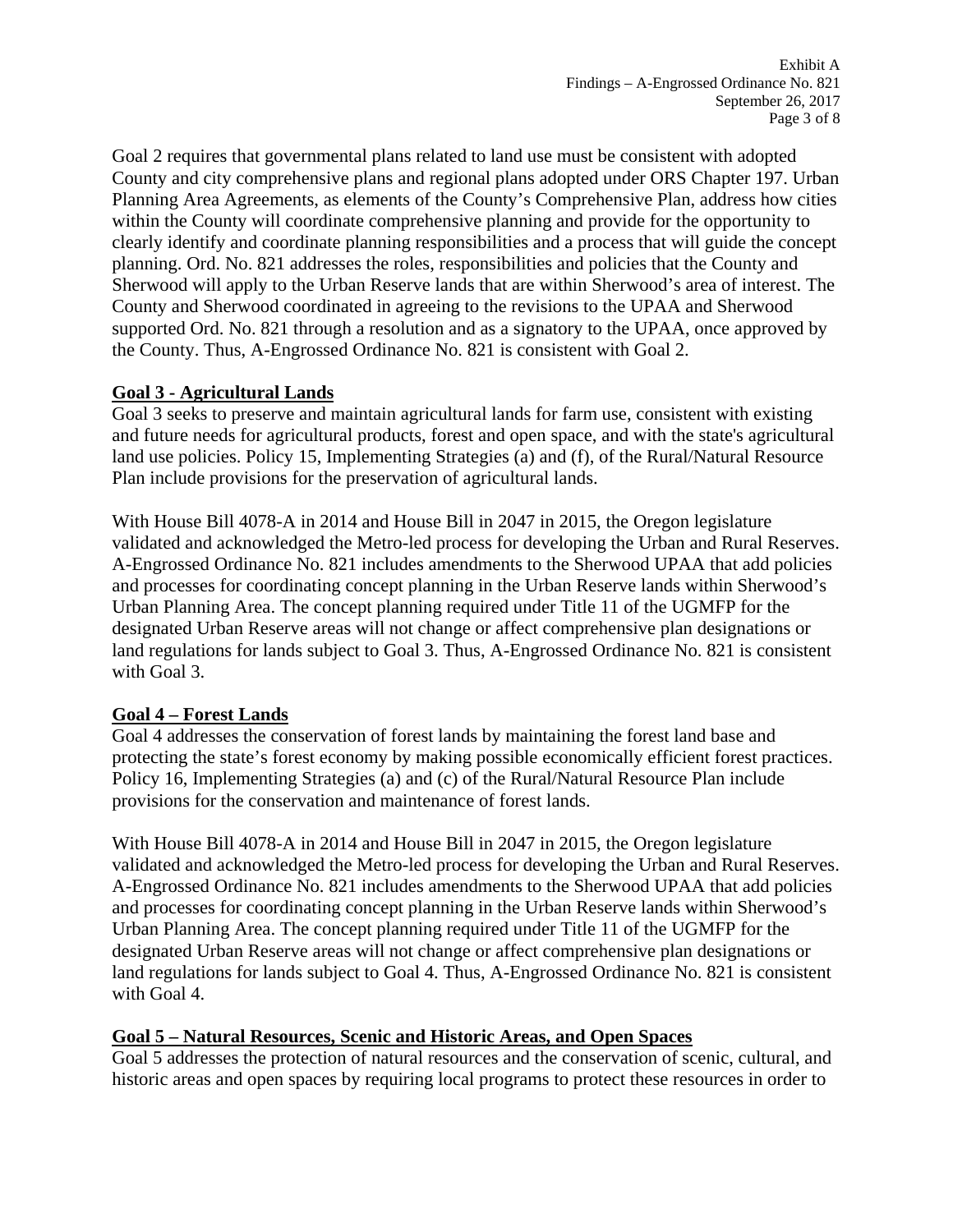Goal 2 requires that governmental plans related to land use must be consistent with adopted County and city comprehensive plans and regional plans adopted under ORS Chapter 197. Urban Planning Area Agreements, as elements of the County's Comprehensive Plan, address how cities within the County will coordinate comprehensive planning and provide for the opportunity to clearly identify and coordinate planning responsibilities and a process that will guide the concept planning. Ord. No. 821 addresses the roles, responsibilities and policies that the County and Sherwood will apply to the Urban Reserve lands that are within Sherwood's area of interest. The County and Sherwood coordinated in agreeing to the revisions to the UPAA and Sherwood supported Ord. No. 821 through a resolution and as a signatory to the UPAA, once approved by the County. Thus, A-Engrossed Ordinance No. 821 is consistent with Goal 2.

**Goal 3 - Agricultural Lands**

Goal 3 seeks to preserve and maintain agricultural lands for farm use, consistent with existing and future needs for agricultural products, forest and open space, and with the state's agricultural land use policies. Policy 15, Implementing Strategies (a) and (f), of the Rural/Natural Resource Plan include provisions for the preservation of agricultural lands.

With House Bill 4078-A in 2014 and House Bill in 2047 in 2015, the Oregon legislature validated and acknowledged the Metro-led process for developing the Urban and Rural Reserves. A-Engrossed Ordinance No. 821 includes amendments to the Sherwood UPAA that add policies and processes for coordinating concept planning in the Urban Reserve lands within Sherwood's Urban Planning Area. The concept planning required under Title 11 of the UGMFP for the designated Urban Reserve areas will not change or affect comprehensive plan designations or land regulations for lands subject to Goal 3. Thus, A-Engrossed Ordinance No. 821 is consistent with Goal 3.

**Goal 4 – Forest Lands**

Goal 4 addresses the conservation of forest lands by maintaining the forest land base and protecting the state's forest economy by making possible economically efficient forest practices. Policy 16, Implementing Strategies (a) and (c) of the Rural/Natural Resource Plan include provisions for the conservation and maintenance of forest lands.

With House Bill 4078-A in 2014 and House Bill in 2047 in 2015, the Oregon legislature validated and acknowledged the Metro-led process for developing the Urban and Rural Reserves. A-Engrossed Ordinance No. 821 includes amendments to the Sherwood UPAA that add policies and processes for coordinating concept planning in the Urban Reserve lands within Sherwood's Urban Planning Area. The concept planning required under Title 11 of the UGMFP for the designated Urban Reserve areas will not change or affect comprehensive plan designations or land regulations for lands subject to Goal 4. Thus, A-Engrossed Ordinance No. 821 is consistent with Goal 4.

**Goal 5 – Natural Resources, Scenic and Historic Areas, and Open Spaces**

Goal 5 addresses the protection of natural resources and the conservation of scenic, cultural, and historic areas and open spaces by requiring local programs to protect these resources in order to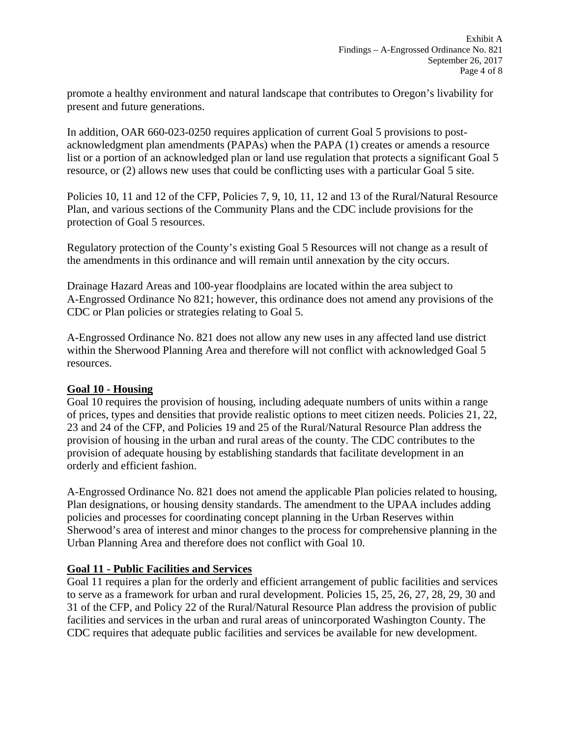promote a healthy environment and natural landscape that contributes to Oregon's livability for present and future generations.

In addition, OAR 660-023-0250 requires application of current Goal 5 provisions to post-acknowledgment plan amendments (PAPAs) when the PAPA (1) creates or amends a resource list or a portion of an acknowledged plan or land use regulation that protects a significant Goal 5 resource, or (2) allows new uses that could be conflicting uses with a particular Goal 5 site.

Policies 10, 11 and 12 of the CFP, Policies 7, 9, 10, 11, 12 and 13 of the Rural/Natural Resource Plan, and various sections of the Community Plans and the CDC include provisions for the protection of Goal 5 resources.

Regulatory protection of the County's existing Goal 5 Resources will not change as a result of the amendments in this ordinance and will remain until annexation by the city occurs.

Drainage Hazard Areas and 100-year floodplains are located within the area subject to A-Engrossed Ordinance No 821; however, this ordinance does not amend any provisions of the CDC or Plan policies or strategies relating to Goal 5.

A-Engrossed Ordinance No. 821 does not allow any new uses in any affected land use district within the Sherwood Planning Area and therefore will not conflict with acknowledged Goal 5 resources.

**Goal 10 - Housing**

Goal 10 requires the provision of housing, including adequate numbers of units within a range of prices, types and densities that provide realistic options to meet citizen needs. Policies 21, 22, 23 and 24 of the CFP, and Policies 19 and 25 of the Rural/Natural Resource Plan address the provision of housing in the urban and rural areas of the county. The CDC contributes to the provision of adequate housing by establishing standards that facilitate development in an orderly and efficient fashion.

A-Engrossed Ordinance No. 821 does not amend the applicable Plan policies related to housing, Plan designations, or housing density standards. The amendment to the UPAA includes adding policies and processes for coordinating concept planning in the Urban Reserves within Sherwood's area of interest and minor changes to the process for comprehensive planning in the Urban Planning Area and therefore does not conflict with Goal 10.

**Goal 11 - Public Facilities and Services**

Goal 11 requires a plan for the orderly and efficient arrangement of public facilities and services to serve as a framework for urban and rural development. Policies 15, 25, 26, 27, 28, 29, 30 and 31 of the CFP, and Policy 22 of the Rural/Natural Resource Plan address the provision of public facilities and services in the urban and rural areas of unincorporated Washington County. The CDC requires that adequate public facilities and services be available for new development.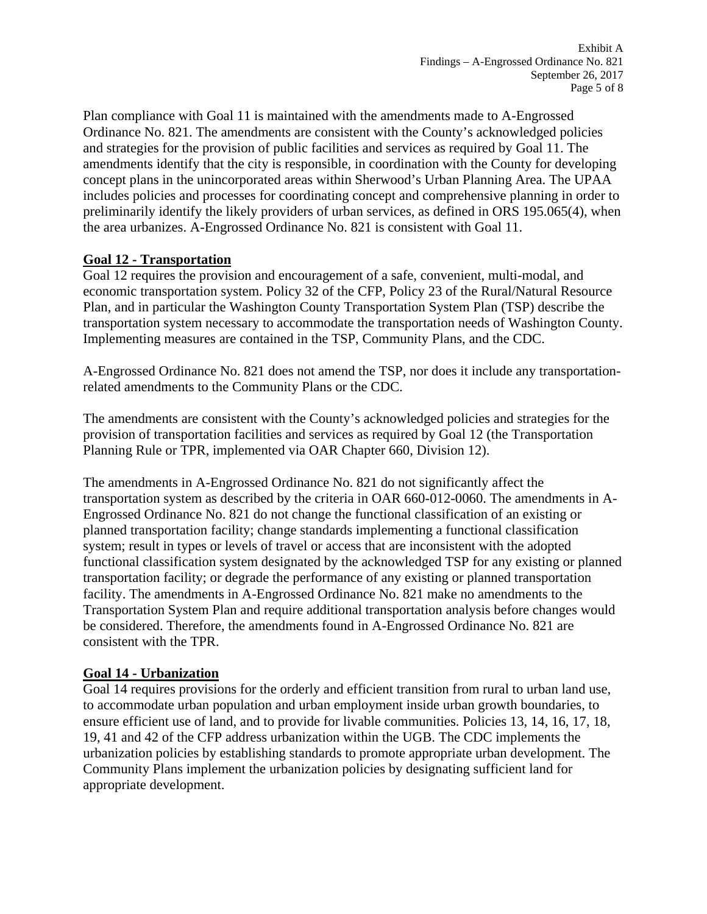Plan compliance with Goal 11 is maintained with the amendments made to A-Engrossed Ordinance No. 821. The amendments are consistent with the County's acknowledged policies and strategies for the provision of public facilities and services as required by Goal 11. The amendments identify that the city is responsible, in coordination with the County for developing concept plans in the unincorporated areas within Sherwood's Urban Planning Area. The UPAA includes policies and processes for coordinating concept and comprehensive planning in order to preliminarily identify the likely providers of urban services, as defined in ORS 195.065(4), when the area urbanizes. A-Engrossed Ordinance No. 821 is consistent with Goal 11.

**Goal 12 - Transportation**

Goal 12 requires the provision and encouragement of a safe, convenient, multi-modal, and economic transportation system. Policy 32 of the CFP, Policy 23 of the Rural/Natural Resource Plan, and in particular the Washington County Transportation System Plan (TSP) describe the transportation system necessary to accommodate the transportation needs of Washington County. Implementing measures are contained in the TSP, Community Plans, and the CDC.

A-Engrossed Ordinance No. 821 does not amend the TSP, nor does it include any transportation-related amendments to the Community Plans or the CDC.

The amendments are consistent with the County's acknowledged policies and strategies for the provision of transportation facilities and services as required by Goal 12 (the Transportation Planning Rule or TPR, implemented via OAR Chapter 660, Division 12).

The amendments in A-Engrossed Ordinance No. 821 do not significantly affect the transportation system as described by the criteria in OAR 660-012-0060. The amendments in A-Engrossed Ordinance No. 821 do not change the functional classification of an existing or planned transportation facility; change standards implementing a functional classification system; result in types or levels of travel or access that are inconsistent with the adopted functional classification system designated by the acknowledged TSP for any existing or planned transportation facility; or degrade the performance of any existing or planned transportation facility. The amendments in A-Engrossed Ordinance No. 821 make no amendments to the Transportation System Plan and require additional transportation analysis before changes would be considered. Therefore, the amendments found in A-Engrossed Ordinance No. 821 are consistent with the TPR.

**Goal 14 - Urbanization**

Goal 14 requires provisions for the orderly and efficient transition from rural to urban land use, to accommodate urban population and urban employment inside urban growth boundaries, to ensure efficient use of land, and to provide for livable communities. Policies 13, 14, 16, 17, 18, 19, 41 and 42 of the CFP address urbanization within the UGB. The CDC implements the urbanization policies by establishing standards to promote appropriate urban development. The Community Plans implement the urbanization policies by designating sufficient land for appropriate development.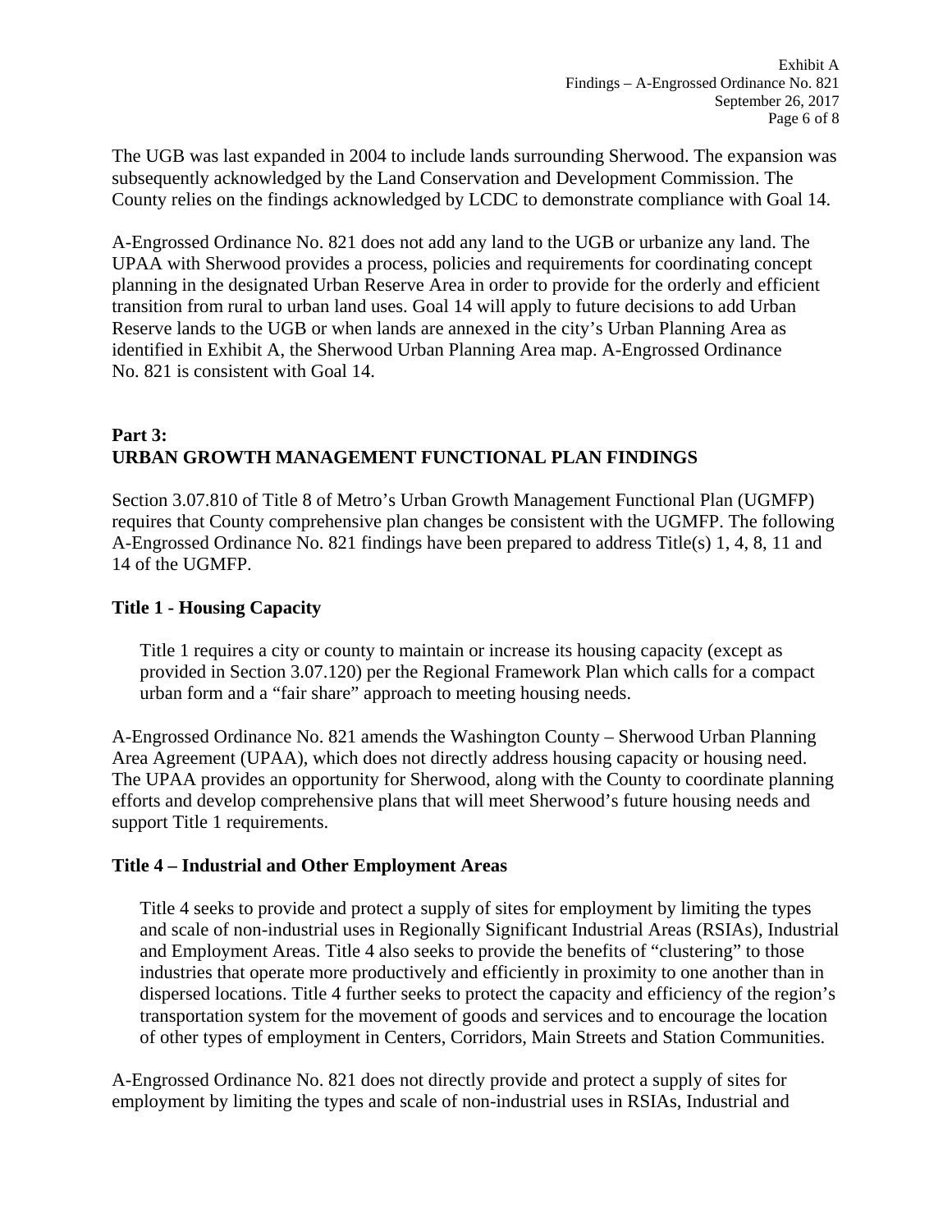The UGB was last expanded in 2004 to include lands surrounding Sherwood. The expansion was subsequently acknowledged by the Land Conservation and Development Commission. The County relies on the findings acknowledged by LCDC to demonstrate compliance with Goal 14.

A-Engrossed Ordinance No. 821 does not add any land to the UGB or urbanize any land. The UPAA with Sherwood provides a process, policies and requirements for coordinating concept planning in the designated Urban Reserve Area in order to provide for the orderly and efficient transition from rural to urban land uses. Goal 14 will apply to future decisions to add Urban Reserve lands to the UGB or when lands are annexed in the city's Urban Planning Area as identified in Exhibit A, the Sherwood Urban Planning Area map. A-Engrossed Ordinance No. 821 is consistent with Goal 14.

## Part 3: URBAN GROWTH MANAGEMENT FUNCTIONAL PLAN FINDINGS

Section 3.07.810 of Title 8 of Metro's Urban Growth Management Functional Plan (UGMFP) requires that County comprehensive plan changes be consistent with the UGMFP. The following A-Engrossed Ordinance No. 821 findings have been prepared to address Title(s) 1, 4, 8, 11 and 14 of the UGMFP.

### Title 1 - Housing Capacity

> Title 1 requires a city or county to maintain or increase its housing capacity (except as provided in Section 3.07.120) per the Regional Framework Plan which calls for a compact urban form and a "fair share" approach to meeting housing needs.

A-Engrossed Ordinance No. 821 amends the Washington County – Sherwood Urban Planning Area Agreement (UPAA), which does not directly address housing capacity or housing need. The UPAA provides an opportunity for Sherwood, along with the County to coordinate planning efforts and develop comprehensive plans that will meet Sherwood's future housing needs and support Title 1 requirements.

### Title 4 – Industrial and Other Employment Areas

> Title 4 seeks to provide and protect a supply of sites for employment by limiting the types and scale of non-industrial uses in Regionally Significant Industrial Areas (RSIAs), Industrial and Employment Areas. Title 4 also seeks to provide the benefits of "clustering" to those industries that operate more productively and efficiently in proximity to one another than in dispersed locations. Title 4 further seeks to protect the capacity and efficiency of the region's transportation system for the movement of goods and services and to encourage the location of other types of employment in Centers, Corridors, Main Streets and Station Communities.

A-Engrossed Ordinance No. 821 does not directly provide and protect a supply of sites for employment by limiting the types and scale of non-industrial uses in RSIAs, Industrial and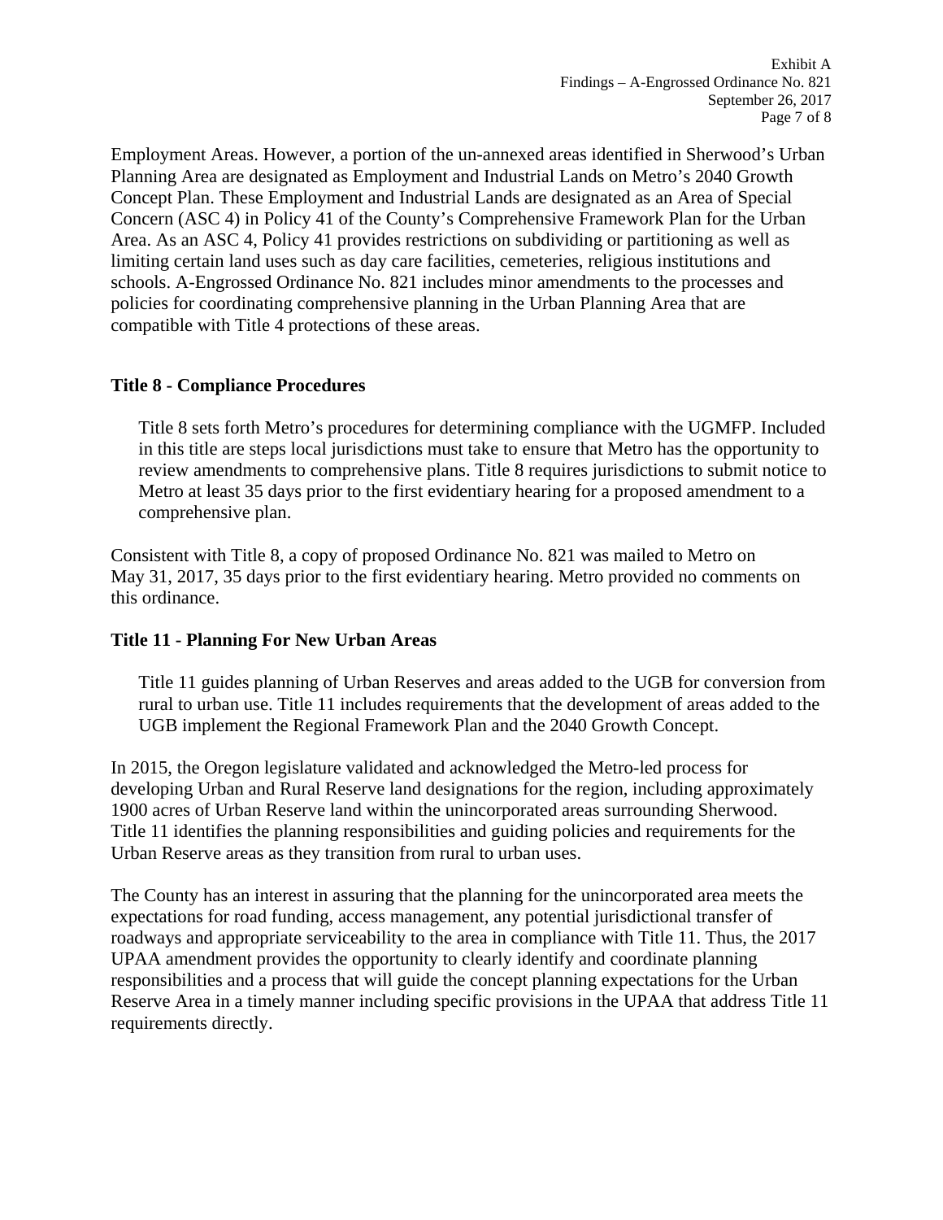Employment Areas. However, a portion of the un-annexed areas identified in Sherwood's Urban Planning Area are designated as Employment and Industrial Lands on Metro's 2040 Growth Concept Plan. These Employment and Industrial Lands are designated as an Area of Special Concern (ASC 4) in Policy 41 of the County's Comprehensive Framework Plan for the Urban Area. As an ASC 4, Policy 41 provides restrictions on subdividing or partitioning as well as limiting certain land uses such as day care facilities, cemeteries, religious institutions and schools. A-Engrossed Ordinance No. 821 includes minor amendments to the processes and policies for coordinating comprehensive planning in the Urban Planning Area that are compatible with Title 4 protections of these areas.

**Title 8 - Compliance Procedures**

> Title 8 sets forth Metro's procedures for determining compliance with the UGMFP. Included in this title are steps local jurisdictions must take to ensure that Metro has the opportunity to review amendments to comprehensive plans. Title 8 requires jurisdictions to submit notice to Metro at least 35 days prior to the first evidentiary hearing for a proposed amendment to a comprehensive plan.

Consistent with Title 8, a copy of proposed Ordinance No. 821 was mailed to Metro on May 31, 2017, 35 days prior to the first evidentiary hearing. Metro provided no comments on this ordinance.

**Title 11 - Planning For New Urban Areas**

> Title 11 guides planning of Urban Reserves and areas added to the UGB for conversion from rural to urban use. Title 11 includes requirements that the development of areas added to the UGB implement the Regional Framework Plan and the 2040 Growth Concept.

In 2015, the Oregon legislature validated and acknowledged the Metro-led process for developing Urban and Rural Reserve land designations for the region, including approximately 1900 acres of Urban Reserve land within the unincorporated areas surrounding Sherwood. Title 11 identifies the planning responsibilities and guiding policies and requirements for the Urban Reserve areas as they transition from rural to urban uses.

The County has an interest in assuring that the planning for the unincorporated area meets the expectations for road funding, access management, any potential jurisdictional transfer of roadways and appropriate serviceability to the area in compliance with Title 11. Thus, the 2017 UPAA amendment provides the opportunity to clearly identify and coordinate planning responsibilities and a process that will guide the concept planning expectations for the Urban Reserve Area in a timely manner including specific provisions in the UPAA that address Title 11 requirements directly.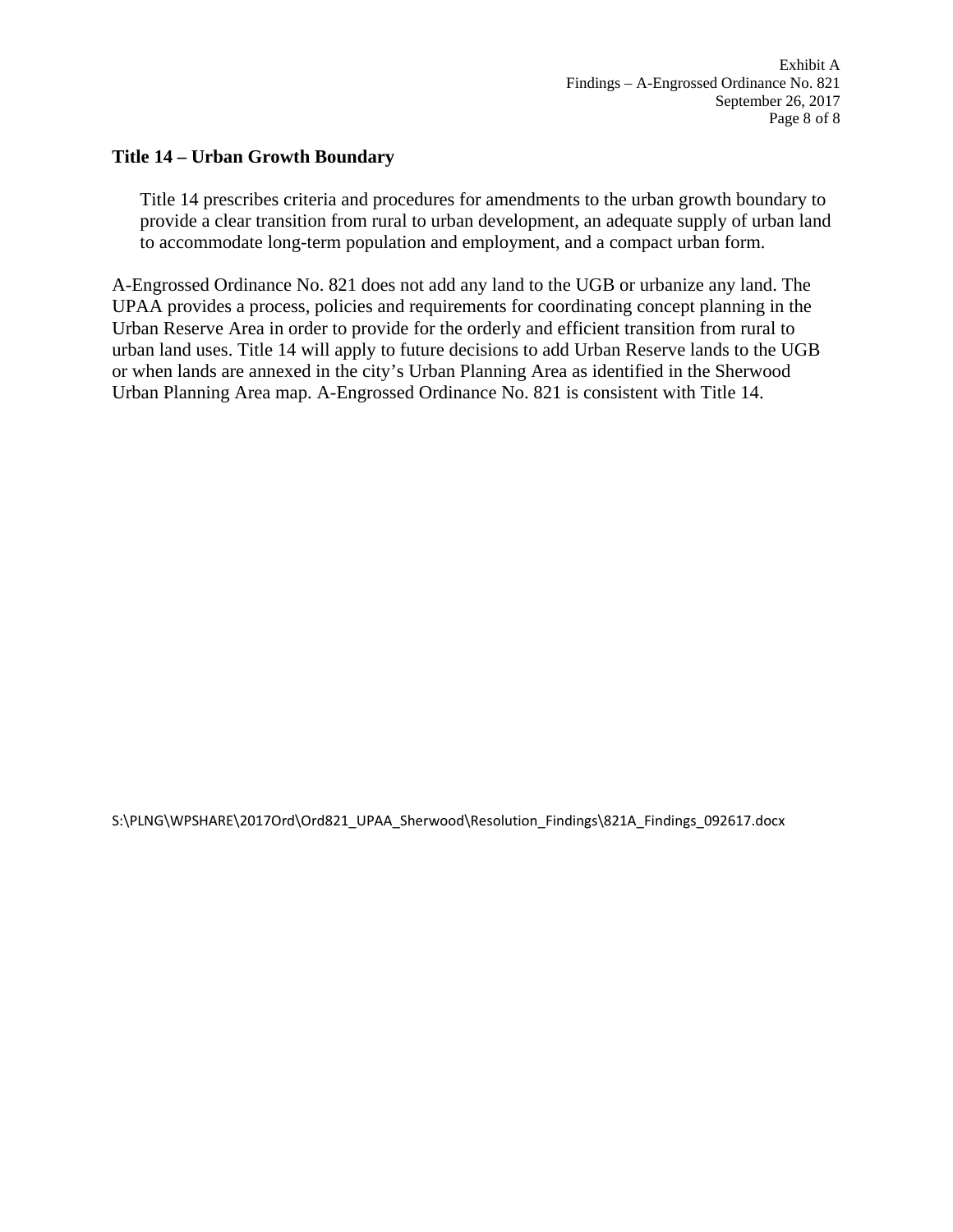**Title 14 – Urban Growth Boundary**

> Title 14 prescribes criteria and procedures for amendments to the urban growth boundary to provide a clear transition from rural to urban development, an adequate supply of urban land to accommodate long-term population and employment, and a compact urban form.

A-Engrossed Ordinance No. 821 does not add any land to the UGB or urbanize any land. The UPAA provides a process, policies and requirements for coordinating concept planning in the Urban Reserve Area in order to provide for the orderly and efficient transition from rural to urban land uses. Title 14 will apply to future decisions to add Urban Reserve lands to the UGB or when lands are annexed in the city's Urban Planning Area as identified in the Sherwood Urban Planning Area map. A-Engrossed Ordinance No. 821 is consistent with Title 14.

S:\PLNG\WPSHARE\2017Ord\Ord821_UPAA_Sherwood\Resolution_Findings\821A_Findings_092617.docx